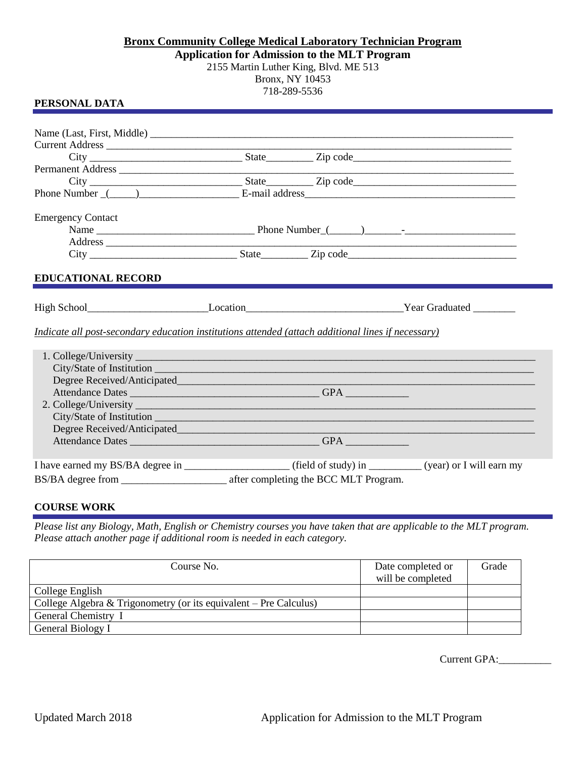**Bronx Community College Medical Laboratory Technician Program**

**Application for Admission to the MLT Program**

2155 Martin Luther King, Blvd. ME 513
Bronx, NY 10453
718-289-5536

## PERSONAL DATA

Name (Last, First, Middle) ___________________________________________________________________

Current Address ___________________________________________________________________

City ____________________________ State_________ Zip code_____________________________

Permanent Address ___________________________________________________________________

City ____________________________ State_________ Zip code_____________________________

Phone Number _(_____)__________________ E-mail address__________________________________

Emergency Contact

Name _____________________________ Phone Number_(______)_______-_____________________

Address ___________________________________________________________________

City ____________________________ State_________ Zip code_____________________________

## EDUCATIONAL RECORD

High School______________________Location____________________________Year Graduated ________

*Indicate all post-secondary education institutions attended (attach additional lines if necessary)*

1. College/University ___________________________________________________________________
   City/State of Institution ___________________________________________________________________
   Degree Received/Anticipated___________________________________________________________________
   Attendance Dates ___________________________________ GPA ____________
2. College/University ___________________________________________________________________
   City/State of Institution ___________________________________________________________________
   Degree Received/Anticipated___________________________________________________________________
   Attendance Dates ___________________________________ GPA ____________

I have earned my BS/BA degree in ___________________ (field of study) in __________ (year) or I will earn my BS/BA degree from ___________________ after completing the BCC MLT Program.

## COURSE WORK

*Please list any Biology, Math, English or Chemistry courses you have taken that are applicable to the MLT program. Please attach another page if additional room is needed in each category.*

| Course No. | Date completed or will be completed | Grade |
|---|---|---|
| College English | | |
| College Algebra & Trigonometry (or its equivalent – Pre Calculus) | | |
| General Chemistry I | | |
| General Biology I | | |

Current GPA:__________

Updated March 2018 — Application for Admission to the MLT Program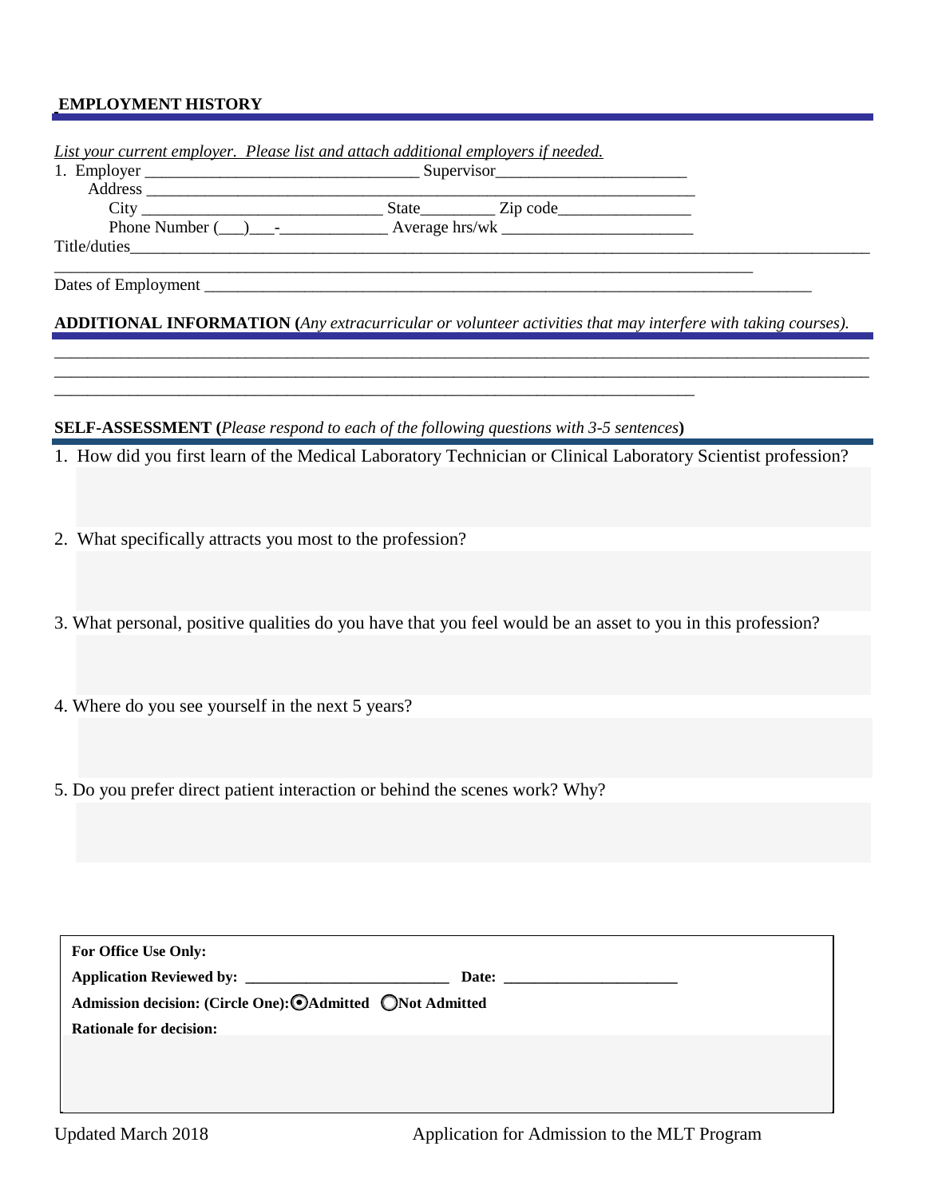## EMPLOYMENT HISTORY

*List your current employer. Please list and attach additional employers if needed.*

1. Employer _________________________________ Supervisor_______________________

Address ____________________________________________________________________

City ______________________________ State_________ Zip code________________

Phone Number (___)___-_____________ Average hrs/wk _______________________

Title/duties_____________________________________________________________________________________

_________________________________________________________________________________

Dates of Employment _________________________________________________________________________

## ADDITIONAL INFORMATION (*Any extracurricular or volunteer activities that may interfere with taking courses).*

_____________________________________________________________________________________________

_____________________________________________________________________________________________

_________________________________________________________________________________

## SELF-ASSESSMENT (*Please respond to each of the following questions with 3-5 sentences*)

1. How did you first learn of the Medical Laboratory Technician or Clinical Laboratory Scientist profession?

2. What specifically attracts you most to the profession?

3. What personal, positive qualities do you have that you feel would be an asset to you in this profession?

4. Where do you see yourself in the next 5 years?

5. Do you prefer direct patient interaction or behind the scenes work? Why?

**For Office Use Only:**

**Application Reviewed by: ___________________________ Date: _______________________**

**Admission decision: (Circle One): ◉Admitted ○Not Admitted**

**Rationale for decision:**

Updated March 2018

Application for Admission to the MLT Program